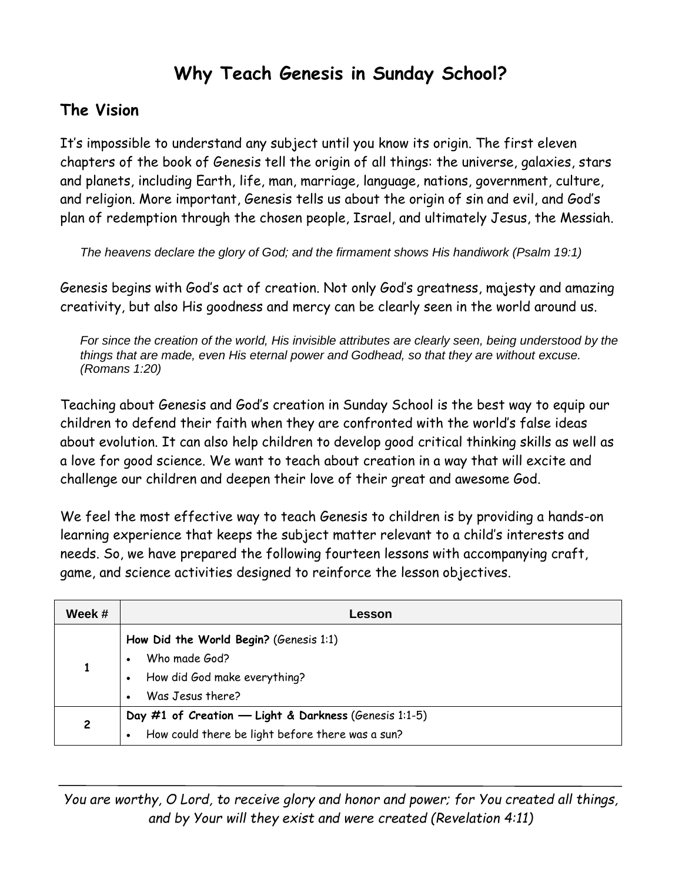# Why Teach Genesis in Sunday School?

## The Vision

It's impossible to understand any subject until you know its origin. The first eleven chapters of the book of Genesis tell the origin of all things: the universe, galaxies, stars and planets, including Earth, life, man, marriage, language, nations, government, culture, and religion. More important, Genesis tells us about the origin of sin and evil, and God's plan of redemption through the chosen people, Israel, and ultimately Jesus, the Messiah.

> *The heavens declare the glory of God; and the firmament shows His handiwork (Psalm 19:1)*

Genesis begins with God's act of creation. Not only God's greatness, majesty and amazing creativity, but also His goodness and mercy can be clearly seen in the world around us.

> *For since the creation of the world, His invisible attributes are clearly seen, being understood by the things that are made, even His eternal power and Godhead, so that they are without excuse. (Romans 1:20)*

Teaching about Genesis and God's creation in Sunday School is the best way to equip our children to defend their faith when they are confronted with the world's false ideas about evolution. It can also help children to develop good critical thinking skills as well as a love for good science. We want to teach about creation in a way that will excite and challenge our children and deepen their love of their great and awesome God.

We feel the most effective way to teach Genesis to children is by providing a hands-on learning experience that keeps the subject matter relevant to a child's interests and needs. So, we have prepared the following fourteen lessons with accompanying craft, game, and science activities designed to reinforce the lesson objectives.

| Week # | Lesson |
|---|---|
| 1 | **How Did the World Begin?** (Genesis 1:1)<br>• Who made God?<br>• How did God make everything?<br>• Was Jesus there? |
| 2 | **Day #1 of Creation — Light & Darkness** (Genesis 1:1-5)<br>• How could there be light before there was a sun? |

---

*You are worthy, O Lord, to receive glory and honor and power; for You created all things, and by Your will they exist and were created (Revelation 4:11)*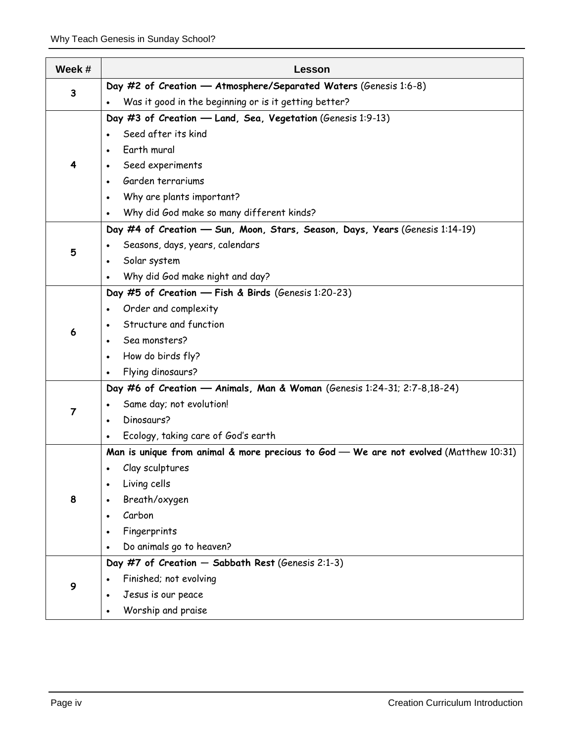| Week # | Lesson |
|---|---|
| 3 | **Day #2 of Creation — Atmosphere/Separated Waters** (Genesis 1:6-8)<br>• Was it good in the beginning or is it getting better? |
| 4 | **Day #3 of Creation — Land, Sea, Vegetation** (Genesis 1:9-13)<br>• Seed after its kind<br>• Earth mural<br>• Seed experiments<br>• Garden terrariums<br>• Why are plants important?<br>• Why did God make so many different kinds? |
| 5 | **Day #4 of Creation — Sun, Moon, Stars, Season, Days, Years** (Genesis 1:14-19)<br>• Seasons, days, years, calendars<br>• Solar system<br>• Why did God make night and day? |
| 6 | **Day #5 of Creation — Fish & Birds** (Genesis 1:20-23)<br>• Order and complexity<br>• Structure and function<br>• Sea monsters?<br>• How do birds fly?<br>• Flying dinosaurs? |
| 7 | **Day #6 of Creation — Animals, Man & Woman** (Genesis 1:24-31; 2:7-8,18-24)<br>• Same day; not evolution!<br>• Dinosaurs?<br>• Ecology, taking care of God's earth |
| 8 | **Man is unique from animal & more precious to God — We are not evolved** (Matthew 10:31)<br>• Clay sculptures<br>• Living cells<br>• Breath/oxygen<br>• Carbon<br>• Fingerprints<br>• Do animals go to heaven? |
| 9 | **Day #7 of Creation — Sabbath Rest** (Genesis 2:1-3)<br>• Finished; not evolving<br>• Jesus is our peace<br>• Worship and praise |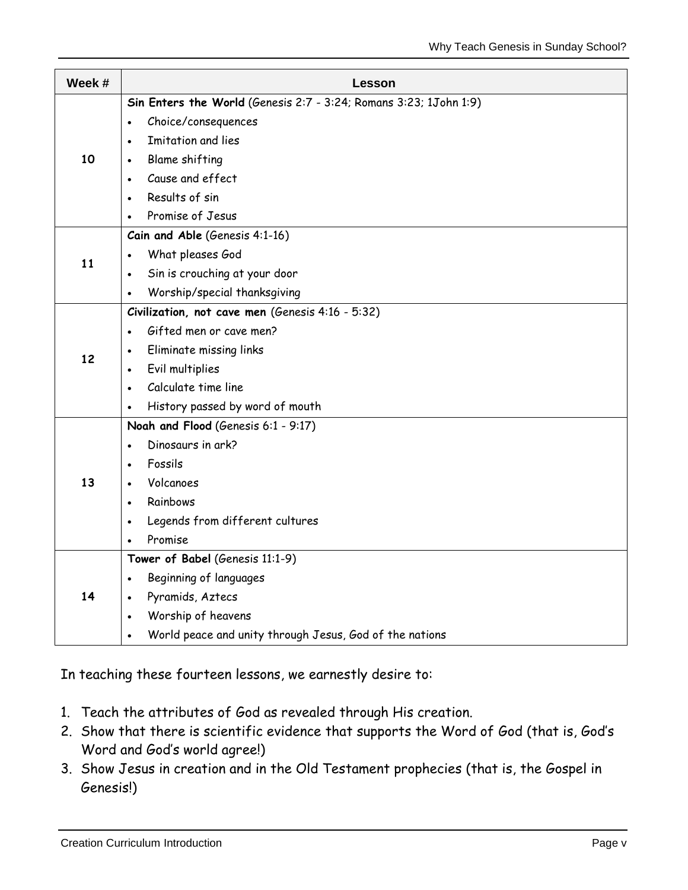| Week # | Lesson |
| --- | --- |
| 10 | **Sin Enters the World** (Genesis 2:7 - 3:24; Romans 3:23; 1John 1:9)<br>• Choice/consequences<br>• Imitation and lies<br>• Blame shifting<br>• Cause and effect<br>• Results of sin<br>• Promise of Jesus |
| 11 | **Cain and Able** (Genesis 4:1-16)<br>• What pleases God<br>• Sin is crouching at your door<br>• Worship/special thanksgiving |
| 12 | **Civilization, not cave men** (Genesis 4:16 - 5:32)<br>• Gifted men or cave men?<br>• Eliminate missing links<br>• Evil multiplies<br>• Calculate time line<br>• History passed by word of mouth |
| 13 | **Noah and Flood** (Genesis 6:1 - 9:17)<br>• Dinosaurs in ark?<br>• Fossils<br>• Volcanoes<br>• Rainbows<br>• Legends from different cultures<br>• Promise |
| 14 | **Tower of Babel** (Genesis 11:1-9)<br>• Beginning of languages<br>• Pyramids, Aztecs<br>• Worship of heavens<br>• World peace and unity through Jesus, God of the nations |

In teaching these fourteen lessons, we earnestly desire to:

1. Teach the attributes of God as revealed through His creation.
2. Show that there is scientific evidence that supports the Word of God (that is, God's Word and God's world agree!)
3. Show Jesus in creation and in the Old Testament prophecies (that is, the Gospel in Genesis!)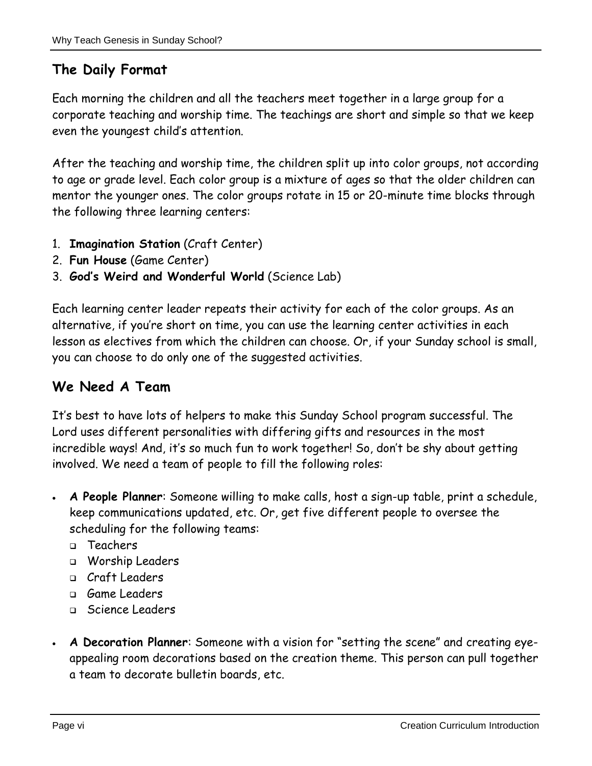## The Daily Format

Each morning the children and all the teachers meet together in a large group for a corporate teaching and worship time. The teachings are short and simple so that we keep even the youngest child's attention.

After the teaching and worship time, the children split up into color groups, not according to age or grade level. Each color group is a mixture of ages so that the older children can mentor the younger ones. The color groups rotate in 15 or 20-minute time blocks through the following three learning centers:

1. **Imagination Station** (Craft Center)
2. **Fun House** (Game Center)
3. **God's Weird and Wonderful World** (Science Lab)

Each learning center leader repeats their activity for each of the color groups. As an alternative, if you're short on time, you can use the learning center activities in each lesson as electives from which the children can choose. Or, if your Sunday school is small, you can choose to do only one of the suggested activities.

## We Need A Team

It's best to have lots of helpers to make this Sunday School program successful. The Lord uses different personalities with differing gifts and resources in the most incredible ways! And, it's so much fun to work together! So, don't be shy about getting involved. We need a team of people to fill the following roles:

- **A People Planner**: Someone willing to make calls, host a sign-up table, print a schedule, keep communications updated, etc. Or, get five different people to oversee the scheduling for the following teams:
  - Teachers
  - Worship Leaders
  - Craft Leaders
  - Game Leaders
  - Science Leaders

- **A Decoration Planner**: Someone with a vision for "setting the scene" and creating eye-appealing room decorations based on the creation theme. This person can pull together a team to decorate bulletin boards, etc.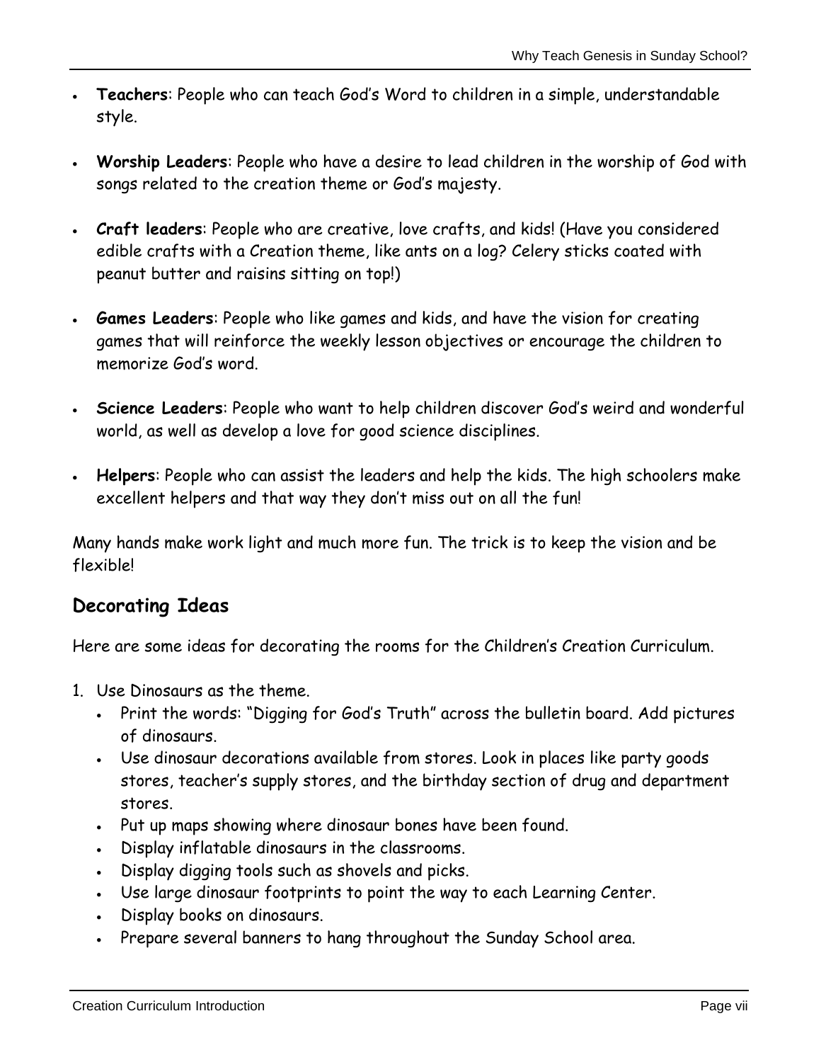- **Teachers**: People who can teach God's Word to children in a simple, understandable style.

- **Worship Leaders**: People who have a desire to lead children in the worship of God with songs related to the creation theme or God's majesty.

- **Craft leaders**: People who are creative, love crafts, and kids! (Have you considered edible crafts with a Creation theme, like ants on a log? Celery sticks coated with peanut butter and raisins sitting on top!)

- **Games Leaders**: People who like games and kids, and have the vision for creating games that will reinforce the weekly lesson objectives or encourage the children to memorize God's word.

- **Science Leaders**: People who want to help children discover God's weird and wonderful world, as well as develop a love for good science disciplines.

- **Helpers**: People who can assist the leaders and help the kids. The high schoolers make excellent helpers and that way they don't miss out on all the fun!

Many hands make work light and much more fun. The trick is to keep the vision and be flexible!

## Decorating Ideas

Here are some ideas for decorating the rooms for the Children's Creation Curriculum.

1. Use Dinosaurs as the theme.
   - Print the words: "Digging for God's Truth" across the bulletin board. Add pictures of dinosaurs.
   - Use dinosaur decorations available from stores. Look in places like party goods stores, teacher's supply stores, and the birthday section of drug and department stores.
   - Put up maps showing where dinosaur bones have been found.
   - Display inflatable dinosaurs in the classrooms.
   - Display digging tools such as shovels and picks.
   - Use large dinosaur footprints to point the way to each Learning Center.
   - Display books on dinosaurs.
   - Prepare several banners to hang throughout the Sunday School area.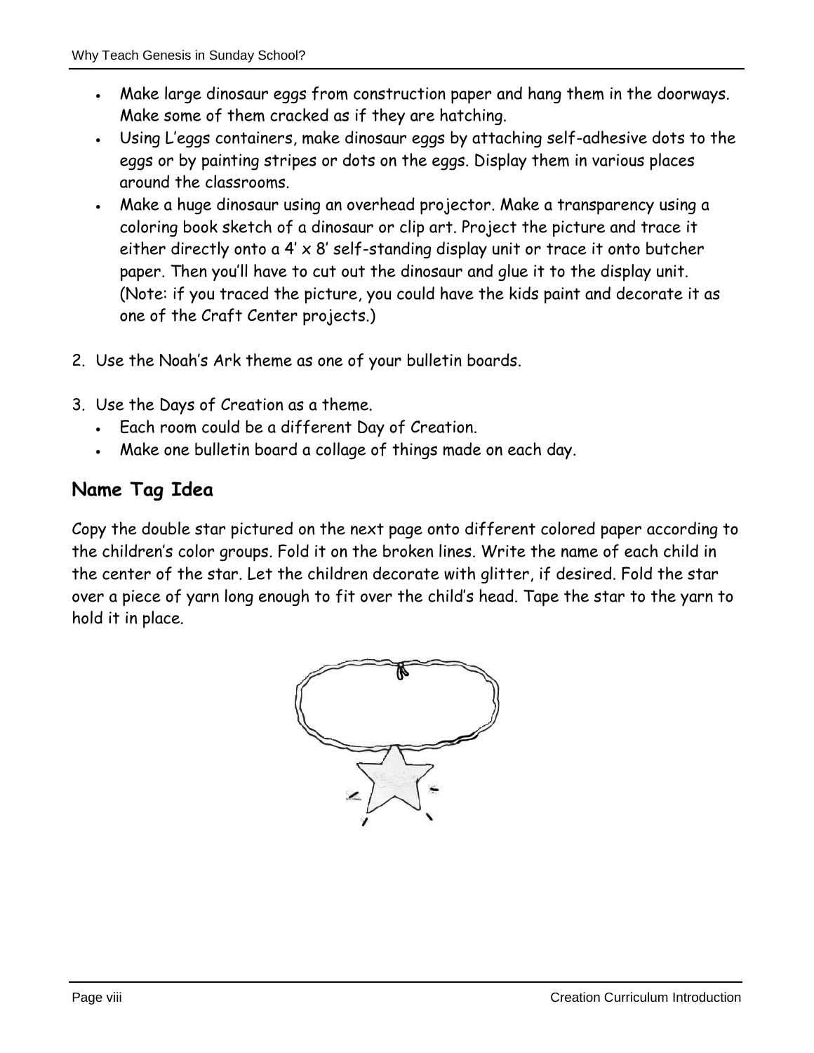- Make large dinosaur eggs from construction paper and hang them in the doorways. Make some of them cracked as if they are hatching.
- Using L'eggs containers, make dinosaur eggs by attaching self-adhesive dots to the eggs or by painting stripes or dots on the eggs. Display them in various places around the classrooms.
- Make a huge dinosaur using an overhead projector. Make a transparency using a coloring book sketch of a dinosaur or clip art. Project the picture and trace it either directly onto a 4' x 8' self-standing display unit or trace it onto butcher paper. Then you'll have to cut out the dinosaur and glue it to the display unit. (Note: if you traced the picture, you could have the kids paint and decorate it as one of the Craft Center projects.)

2. Use the Noah's Ark theme as one of your bulletin boards.

3. Use the Days of Creation as a theme.
   - Each room could be a different Day of Creation.
   - Make one bulletin board a collage of things made on each day.

## Name Tag Idea

Copy the double star pictured on the next page onto different colored paper according to the children's color groups. Fold it on the broken lines. Write the name of each child in the center of the star. Let the children decorate with glitter, if desired. Fold the star over a piece of yarn long enough to fit over the child's head. Tape the star to the yarn to hold it in place.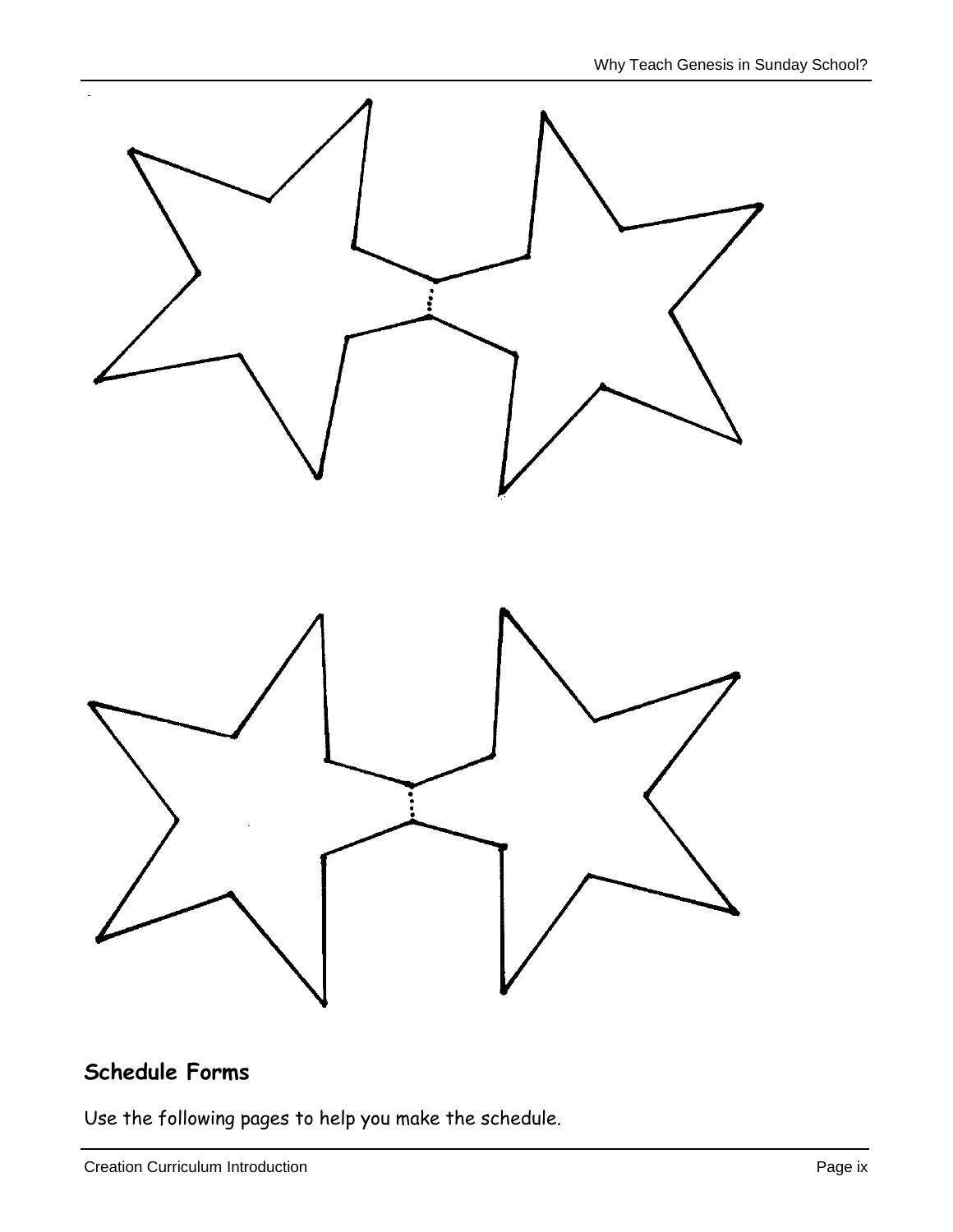## Schedule Forms

Use the following pages to help you make the schedule.